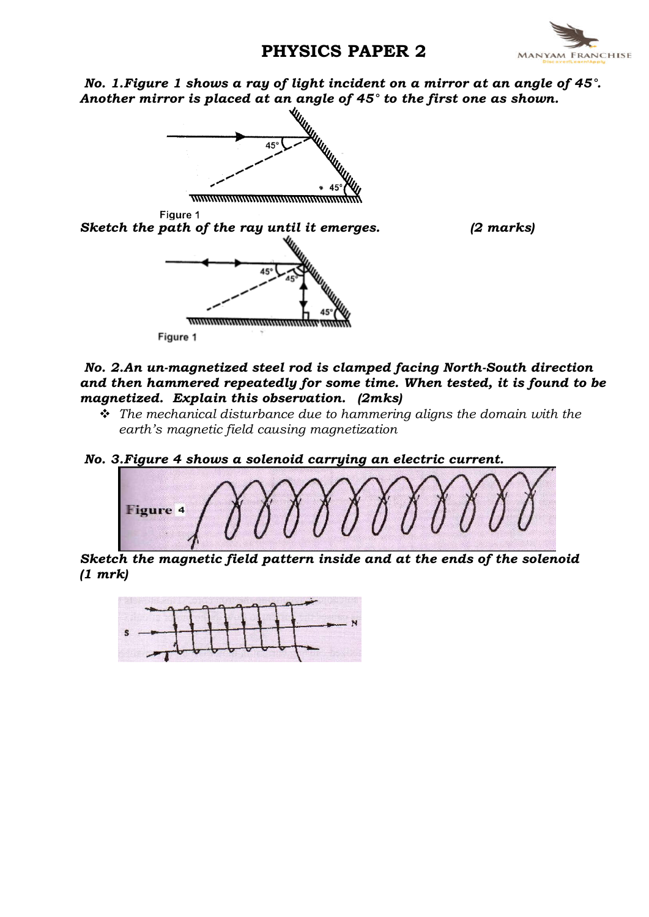# PHYSICS PAPER 2

***No. 1.Figure 1 shows a ray of light incident on a mirror at an angle of 45°. Another mirror is placed at an angle of 45° to the first one as shown.***

Figure 1

***Sketch the path of the ray until it emerges.*** ***(2 marks)***

Figure 1

***No. 2.An un-magnetized steel rod is clamped facing North-South direction and then hammered repeatedly for some time. When tested, it is found to be magnetized. Explain this observation. (2mks)***

- *The mechanical disturbance due to hammering aligns the domain with the earth's magnetic field causing magnetization*

***No. 3.Figure 4 shows a solenoid carrying an electric current.***

Figure 4

***Sketch the magnetic field pattern inside and at the ends of the solenoid (1 mrk)***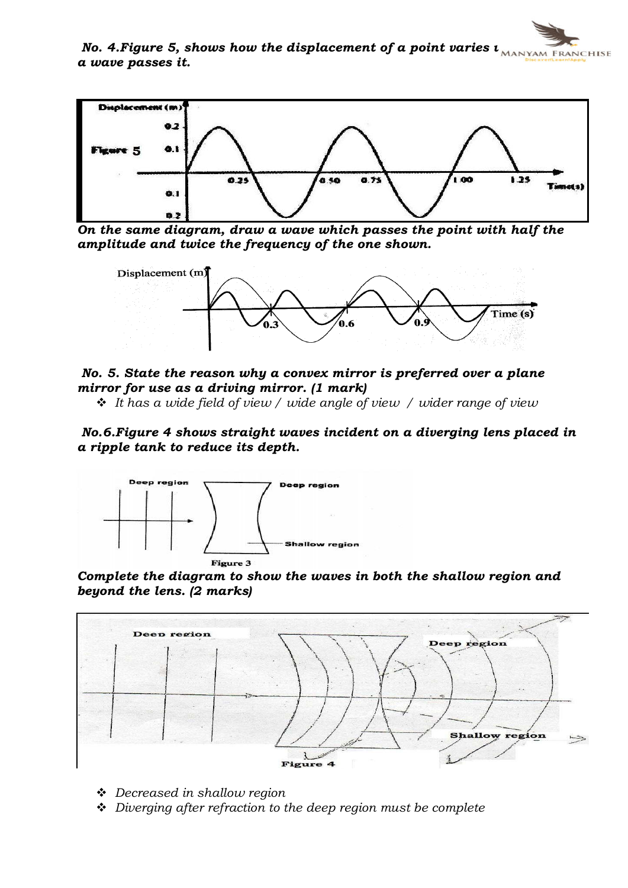***No. 4.Figure 5, shows how the displacement of a point varies with time as a wave passes it.***

***On the same diagram, draw a wave which passes the point with half the amplitude and twice the frequency of the one shown.***

***No. 5. State the reason why a convex mirror is preferred over a plane mirror for use as a driving mirror. (1 mark)***

- *It has a wide field of view / wide angle of view / wider range of view*

***No.6.Figure 4 shows straight waves incident on a diverging lens placed in a ripple tank to reduce its depth.***

***Complete the diagram to show the waves in both the shallow region and beyond the lens. (2 marks)***

- *Decreased in shallow region*
- *Diverging after refraction to the deep region must be complete*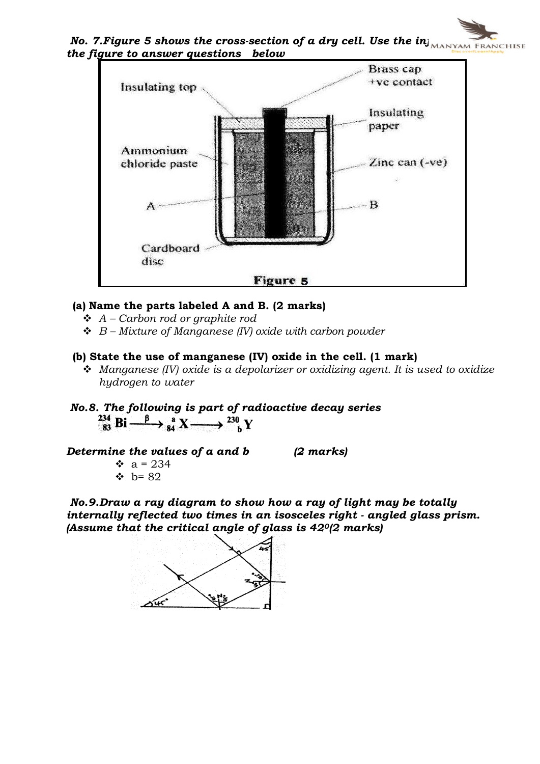***No. 7.Figure 5 shows the cross-section of a dry cell. Use the information in the figure to answer questions below***

Figure 5

**(a) Name the parts labeled A and B. (2 marks)**

- *A – Carbon rod or graphite rod*
- *B – Mixture of Manganese (IV) oxide with carbon powder*

**(b) State the use of manganese (IV) oxide in the cell. (1 mark)**

- *Manganese (IV) oxide is a depolarizer or oxidizing agent. It is used to oxidize hydrogen to water*

***No.8. The following is part of radioactive decay series***

$$^{234}_{83}\text{Bi} \xrightarrow{\beta} {}^{a}_{84}\text{X} \longrightarrow {}^{230}_{b}\text{Y}$$

***Determine the values of a and b*** ***(2 marks)***

- a = 234
- b= 82

***No.9.Draw a ray diagram to show how a ray of light may be totally internally reflected two times in an isosceles right - angled glass prism. (Assume that the critical angle of glass is 42$^0$(2 marks)***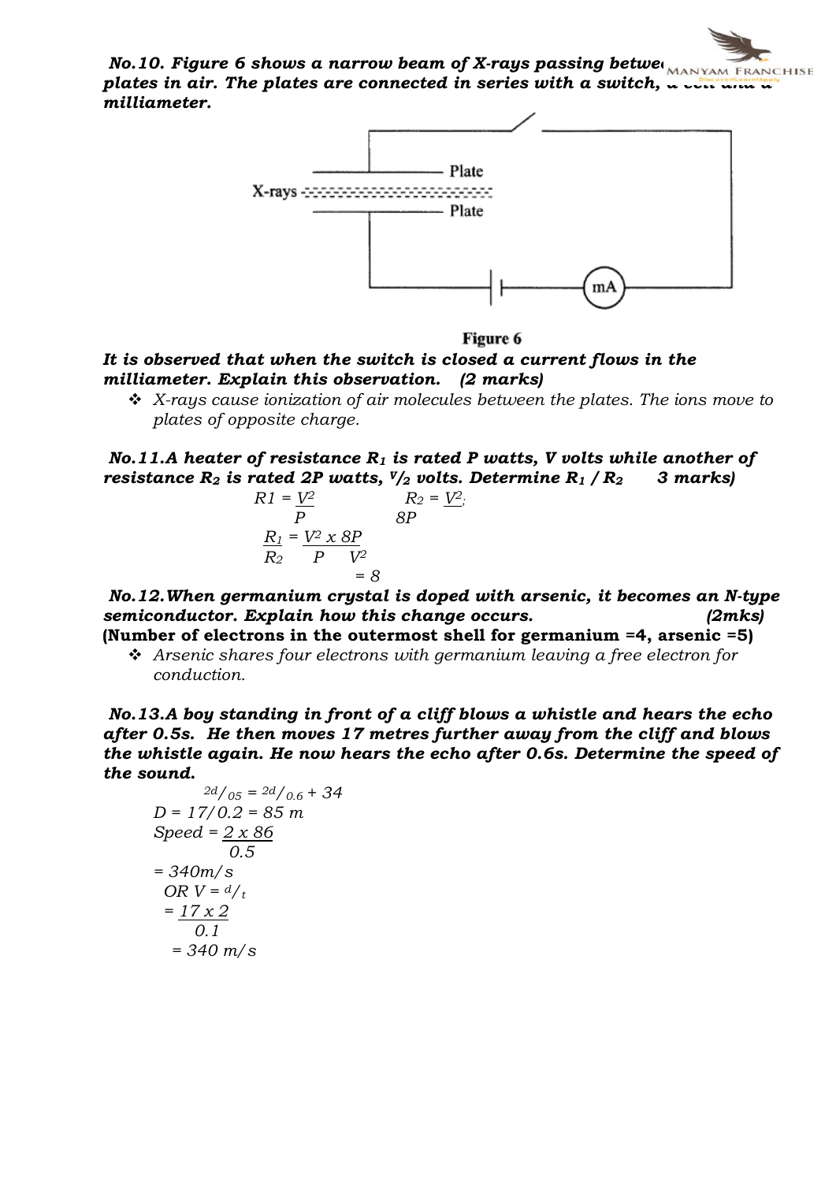***No.10. Figure 6 shows a narrow beam of X-rays passing between two plates in air. The plates are connected in series with a switch, a cell and a milliameter.***

**Figure 6**

***It is observed that when the switch is closed a current flows in the milliameter. Explain this observation. (2 marks)***

- *X-rays cause ionization of air molecules between the plates. The ions move to plates of opposite charge.*

***No.11.A heater of resistance $R_1$ is rated P watts, V volts while another of resistance $R_2$ is rated 2P watts, $V/2$ volts. Determine $R_1 / R_2$ 3 marks)***

$$R1 = \frac{V^2}{P} \qquad R_2 = \frac{V^2}{8P};$$

$$\frac{R_1}{R_2} = \frac{V^2}{P} \times \frac{8P}{V^2}$$

$$= 8$$

***No.12.When germanium crystal is doped with arsenic, it becomes an N-type semiconductor. Explain how this change occurs. (2mks)***
**(Number of electrons in the outermost shell for germanium =4, arsenic =5)**

- *Arsenic shares four electrons with germanium leaving a free electron for conduction.*

***No.13.A boy standing in front of a cliff blows a whistle and hears the echo after 0.5s. He then moves 17 metres further away from the cliff and blows the whistle again. He now hears the echo after 0.6s. Determine the speed of the sound.***

$$2d/_{05} = 2d/_{0.6} + 34$$

$$D = 17/0.2 = 85 \text{ m}$$

$$\text{Speed} = \frac{2 \times 86}{0.5}$$

$$= 340 \text{m/s}$$

OR $V = d/_t$

$$= \frac{17 \times 2}{0.1}$$

$$= 340 \text{ m/s}$$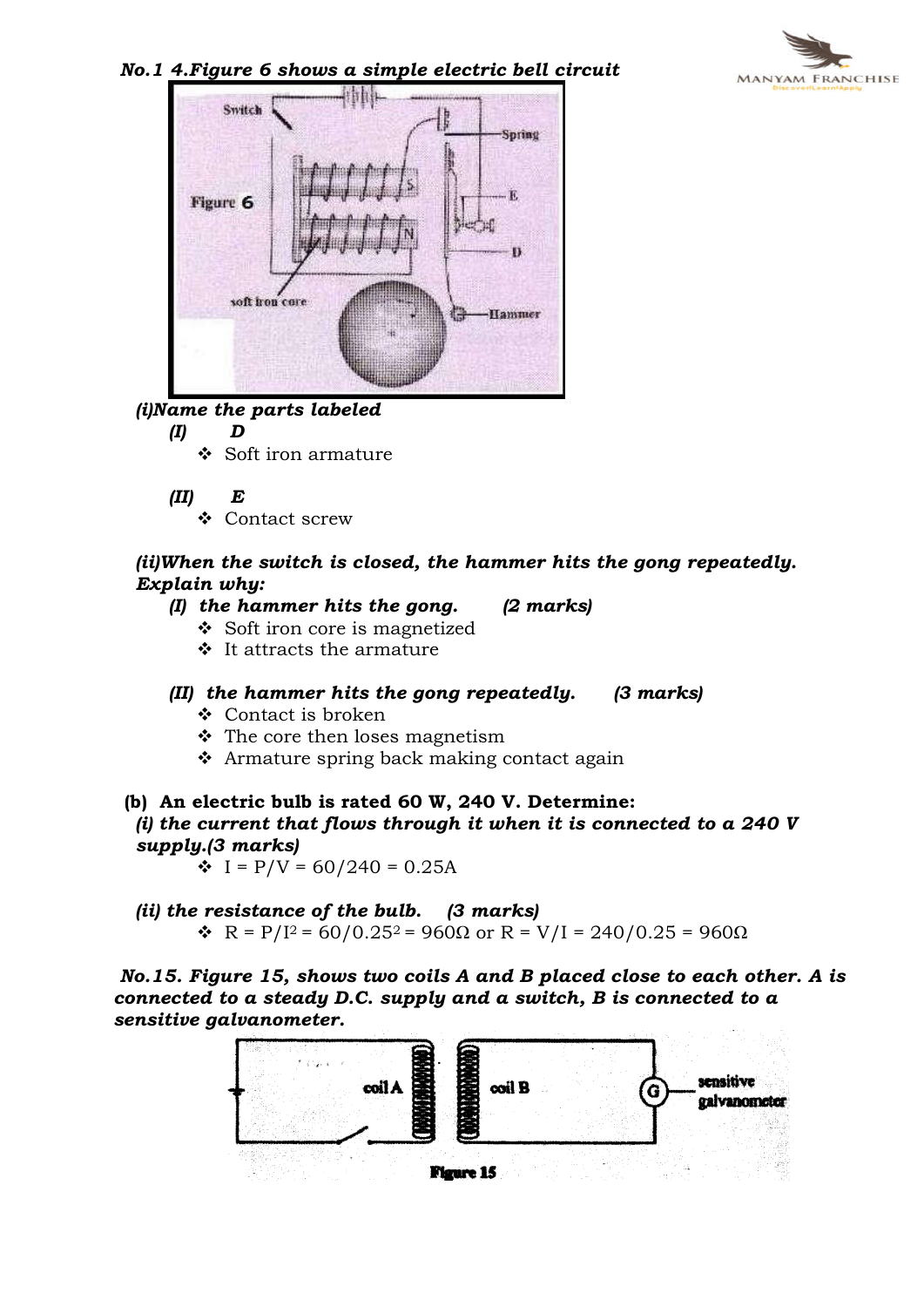***No.1 4.Figure 6 shows a simple electric bell circuit***

***(i)Name the parts labeled***

***(I) D***

- Soft iron armature

***(II) E***

- Contact screw

***(ii)When the switch is closed, the hammer hits the gong repeatedly. Explain why:***

***(I) the hammer hits the gong. (2 marks)***

- Soft iron core is magnetized
- It attracts the armature

***(II) the hammer hits the gong repeatedly. (3 marks)***

- Contact is broken
- The core then loses magnetism
- Armature spring back making contact again

**(b) An electric bulb is rated 60 W, 240 V. Determine:**

***(i) the current that flows through it when it is connected to a 240 V supply.(3 marks)***

- $I = P/V = 60/240 = 0.25A$

***(ii) the resistance of the bulb. (3 marks)***

- $R = P/I^2 = 60/0.25^2 = 960\Omega$ or $R = V/I = 240/0.25 = 960\Omega$

***No.15. Figure 15, shows two coils A and B placed close to each other. A is connected to a steady D.C. supply and a switch, B is connected to a sensitive galvanometer.***

Figure 15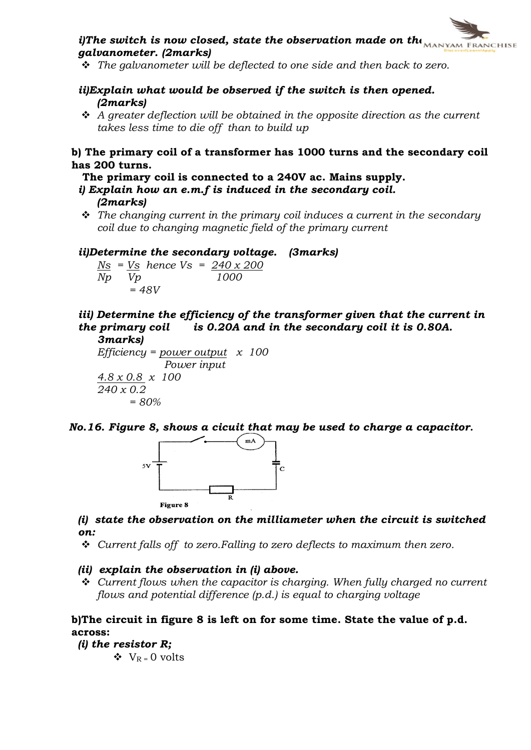***i)The switch is now closed, state the observation made on the galvanometer. (2marks)***

- *The galvanometer will be deflected to one side and then back to zero.*

***ii)Explain what would be observed if the switch is then opened. (2marks)***

- *A greater deflection will be obtained in the opposite direction as the current takes less time to die off than to build up*

**b) The primary coil of a transformer has 1000 turns and the secondary coil has 200 turns.**

**The primary coil is connected to a 240V ac. Mains supply.**

***i) Explain how an e.m.f is induced in the secondary coil. (2marks)***

- *The changing current in the primary coil induces a current in the secondary coil due to changing magnetic field of the primary current*

***ii)Determine the secondary voltage. (3marks)***

$$\frac{N_s}{N_p} = \frac{V_s}{V_p} \text{ hence } V_s = \frac{240 \times 200}{1000}$$

$$= 48V$$

***iii) Determine the efficiency of the transformer given that the current in the primary coil is 0.20A and in the secondary coil it is 0.80A. 3marks)***

$$\text{Efficiency} = \frac{\text{power output}}{\text{Power input}} \times 100$$

$$\frac{4.8 \times 0.8}{240 \times 0.2} \times 100$$

$$= 80\%$$

***No.16. Figure 8, shows a cicuit that may be used to charge a capacitor.***

Figure 8

***(i) state the observation on the milliameter when the circuit is switched on:***

- *Current falls off to zero.Falling to zero deflects to maximum then zero.*

***(ii) explain the observation in (i) above.***

- *Current flows when the capacitor is charging. When fully charged no current flows and potential difference (p.d.) is equal to charging voltage*

**b)The circuit in figure 8 is left on for some time. State the value of p.d. across:**

***(i) the resistor R;***

- $V_R = 0$ volts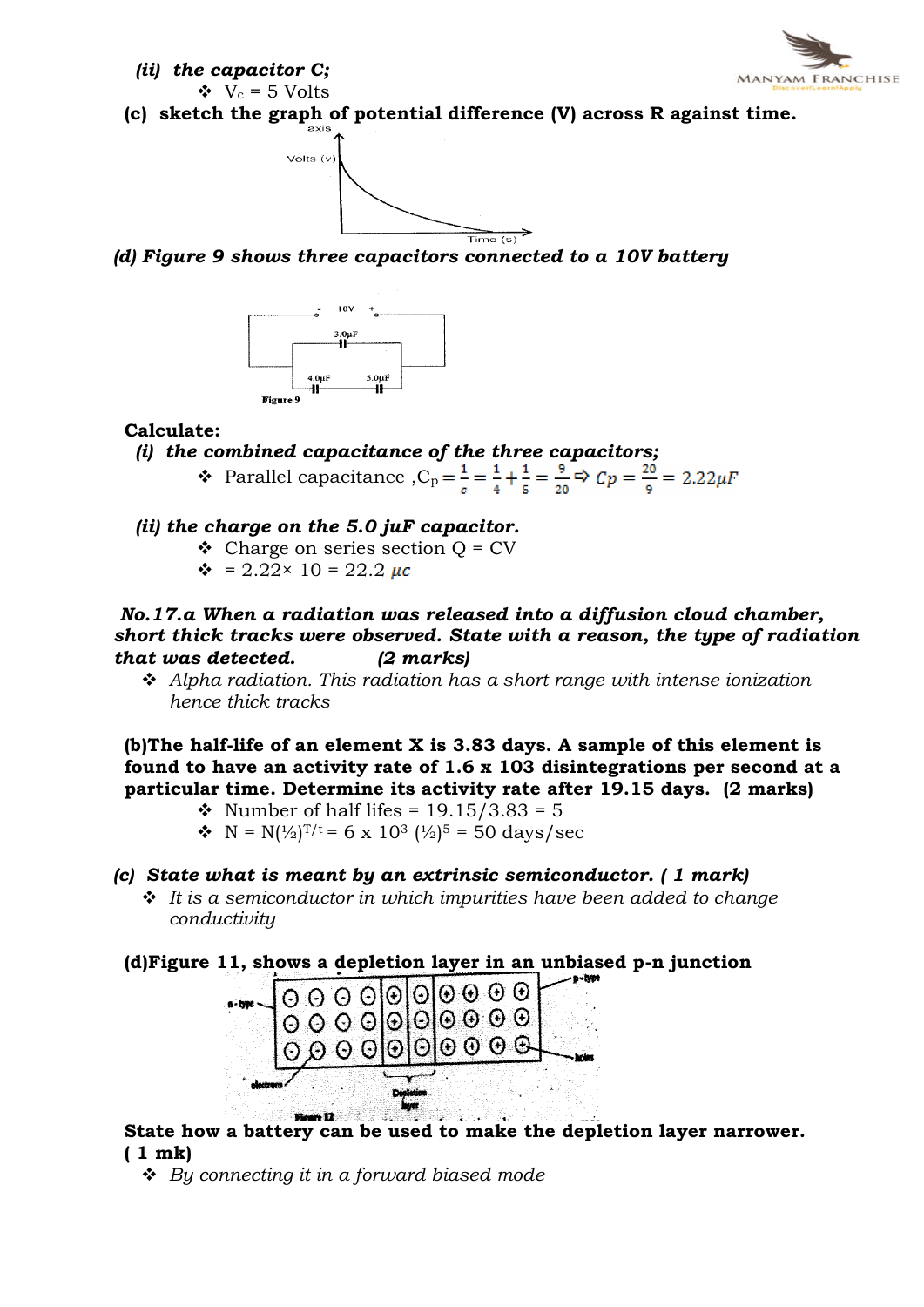*(ii) the capacitor C;*

- ❖ $V_c$ = 5 Volts

**(c) sketch the graph of potential difference (V) across R against time.**

axis

Volts (v)

Time (s)

***(d) Figure 9 shows three capacitors connected to a 10V battery***

10V

3.0μF

4.0μF 5.0μF

Figure 9

**Calculate:**

*(i) the combined capacitance of the three capacitors;*

- ❖ Parallel capacitance ,$C_p = \frac{1}{c} = \frac{1}{4} + \frac{1}{5} = \frac{9}{20} \Rightarrow Cp = \frac{20}{9} = 2.22\mu F$

*(ii) the charge on the 5.0 juF capacitor.*

- ❖ Charge on series section Q = CV
- ❖ = 2.22× 10 = 22.2 $\mu c$

***No.17.a When a radiation was released into a diffusion cloud chamber, short thick tracks were observed. State with a reason, the type of radiation that was detected. (2 marks)***

- ❖ *Alpha radiation. This radiation has a short range with intense ionization hence thick tracks*

**(b)The half-life of an element X is 3.83 days. A sample of this element is found to have an activity rate of 1.6 x 103 disintegrations per second at a particular time. Determine its activity rate after 19.15 days. (2 marks)**

- ❖ Number of half lifes = 19.15/3.83 = 5
- ❖ $N = N(½)^{T/t} = 6 \times 10^3 (½)^5$ = 50 days/sec

***(c) State what is meant by an extrinsic semiconductor. ( 1 mark)***

- ❖ *It is a semiconductor in which impurities have been added to change conductivity*

**(d)Figure 11, shows a depletion layer in an unbiased p-n junction**

n-type p-type holes electrons Depletion layer

Figure 12

**State how a battery can be used to make the depletion layer narrower. ( 1 mk)**

- ❖ *By connecting it in a forward biased mode*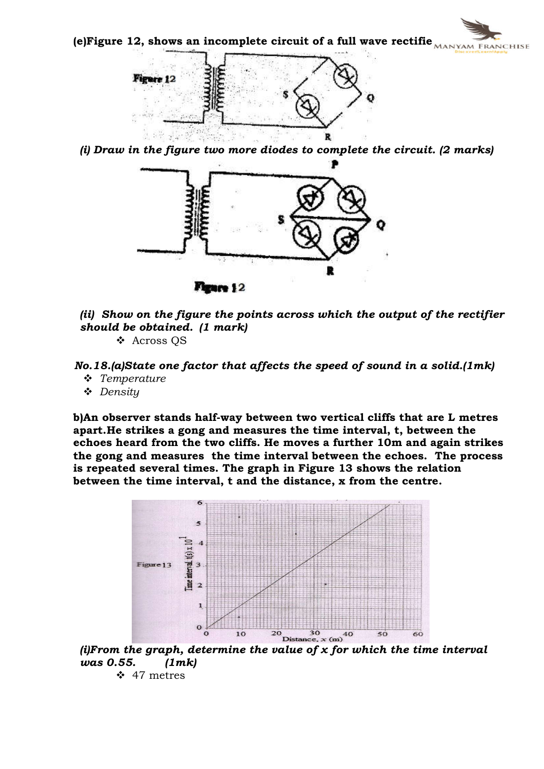**(e)Figure 12, shows an incomplete circuit of a full wave rectifie**

*(i) Draw in the figure two more diodes to complete the circuit. (2 marks)*

Figure 12

*(ii) Show on the figure the points across which the output of the rectifier should be obtained. (1 mark)*

- Across QS

***No.18.(a)State one factor that affects the speed of sound in a solid.(1mk)***

- *Temperature*
- *Density*

**b)An observer stands half-way between two vertical cliffs that are L metres apart.He strikes a gong and measures the time interval, t, between the echoes heard from the two cliffs. He moves a further 10m and again strikes the gong and measures the time interval between the echoes. The process is repeated several times. The graph in Figure 13 shows the relation between the time interval, t and the distance, x from the centre.**

Figure 13

***(i)From the graph, determine the value of x for which the time interval was 0.55. (1mk)***

- 47 metres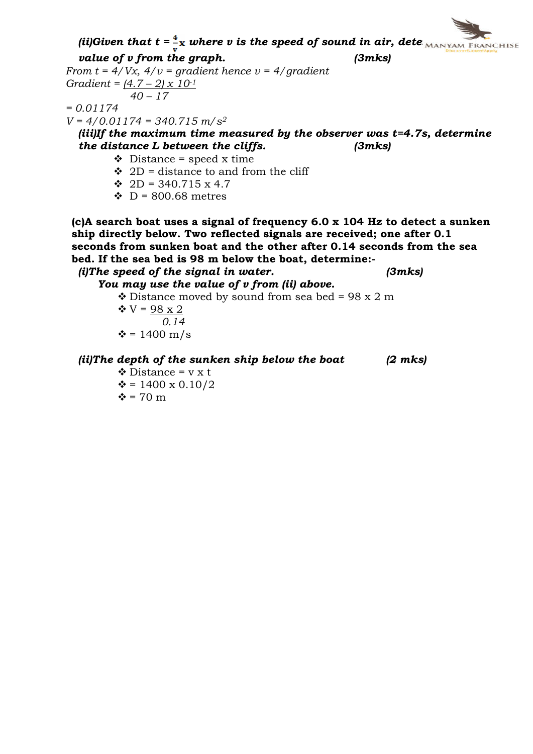***(ii)Given that $t = \frac{4}{v}x$ where v is the speed of sound in air, determine the value of v from the graph.*** ***(3mks)***

*From $t = 4/Vx$, $4/v$ = gradient hence $v = 4/$gradient*

*Gradient = $\frac{(4.7 - 2) \times 10^{-1}}{40 - 17}$*

*= 0.01174*

*$V = 4/0.01174 = 340.715\ m/s^2$*

***(iii)If the maximum time measured by the observer was t=4.7s, determine the distance L between the cliffs.*** ***(3mks)***

- ❖ Distance = speed x time
- ❖ 2D = distance to and from the cliff
- ❖ 2D = 340.715 x 4.7
- ❖ D = 800.68 metres

**(c)A search boat uses a signal of frequency 6.0 x 104 Hz to detect a sunken ship directly below. Two reflected signals are received; one after 0.1 seconds from sunken boat and the other after 0.14 seconds from the sea bed. If the sea bed is 98 m below the boat, determine:-**

***(i)The speed of the signal in water.*** ***(3mks)***

***You may use the value of v from (ii) above.***

- ❖ Distance moved by sound from sea bed = 98 x 2 m
- ❖ $V = \frac{98 \times 2}{0.14}$
- ❖ = 1400 m/s

***(ii)The depth of the sunken ship below the boat*** ***(2 mks)***

- ❖ Distance = v x t
- ❖ = 1400 x 0.10/2
- ❖ = 70 m